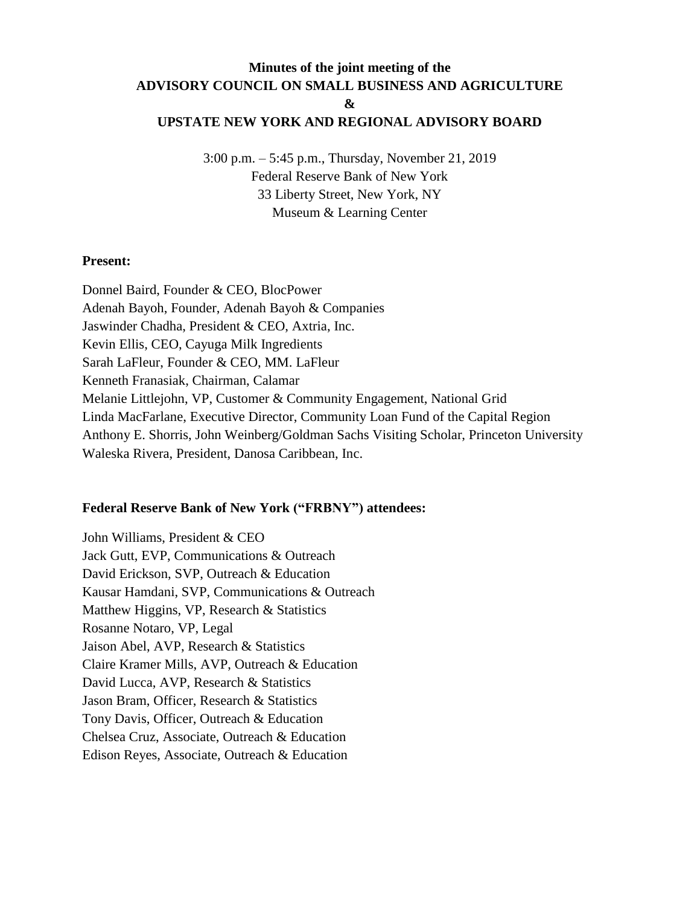# Minutes of the joint meeting of the ADVISORY COUNCIL ON SMALL BUSINESS AND AGRICULTURE & UPSTATE NEW YORK AND REGIONAL ADVISORY BOARD

3:00 p.m. – 5:45 p.m., Thursday, November 21, 2019
Federal Reserve Bank of New York
33 Liberty Street, New York, NY
Museum & Learning Center

**Present:**

Donnel Baird, Founder & CEO, BlocPower
Adenah Bayoh, Founder, Adenah Bayoh & Companies
Jaswinder Chadha, President & CEO, Axtria, Inc.
Kevin Ellis, CEO, Cayuga Milk Ingredients
Sarah LaFleur, Founder & CEO, MM. LaFleur
Kenneth Franasiak, Chairman, Calamar
Melanie Littlejohn, VP, Customer & Community Engagement, National Grid
Linda MacFarlane, Executive Director, Community Loan Fund of the Capital Region
Anthony E. Shorris, John Weinberg/Goldman Sachs Visiting Scholar, Princeton University
Waleska Rivera, President, Danosa Caribbean, Inc.

**Federal Reserve Bank of New York ("FRBNY") attendees:**

John Williams, President & CEO
Jack Gutt, EVP, Communications & Outreach
David Erickson, SVP, Outreach & Education
Kausar Hamdani, SVP, Communications & Outreach
Matthew Higgins, VP, Research & Statistics
Rosanne Notaro, VP, Legal
Jaison Abel, AVP, Research & Statistics
Claire Kramer Mills, AVP, Outreach & Education
David Lucca, AVP, Research & Statistics
Jason Bram, Officer, Research & Statistics
Tony Davis, Officer, Outreach & Education
Chelsea Cruz, Associate, Outreach & Education
Edison Reyes, Associate, Outreach & Education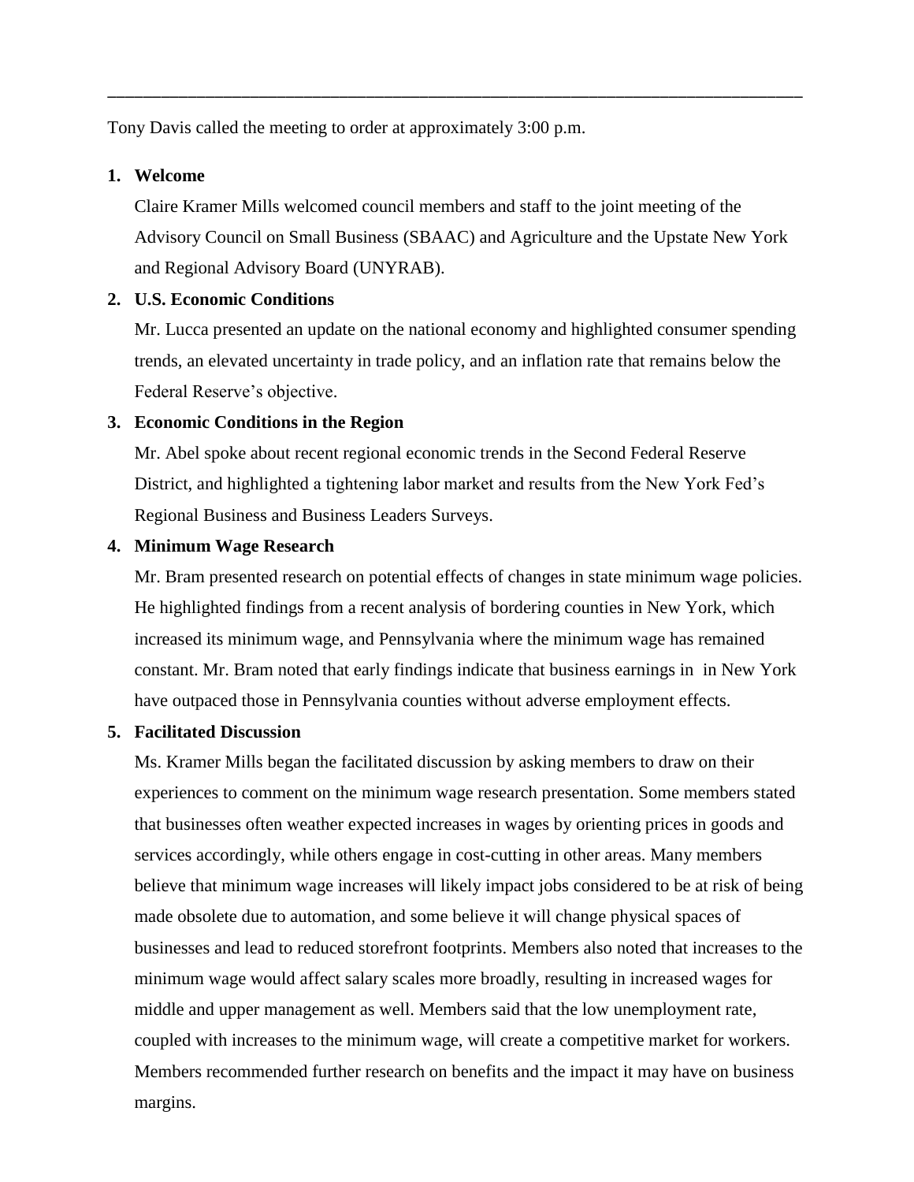---

Tony Davis called the meeting to order at approximately 3:00 p.m.

1. **Welcome**

   Claire Kramer Mills welcomed council members and staff to the joint meeting of the Advisory Council on Small Business (SBAAC) and Agriculture and the Upstate New York and Regional Advisory Board (UNYRAB).

2. **U.S. Economic Conditions**

   Mr. Lucca presented an update on the national economy and highlighted consumer spending trends, an elevated uncertainty in trade policy, and an inflation rate that remains below the Federal Reserve's objective.

3. **Economic Conditions in the Region**

   Mr. Abel spoke about recent regional economic trends in the Second Federal Reserve District, and highlighted a tightening labor market and results from the New York Fed's Regional Business and Business Leaders Surveys.

4. **Minimum Wage Research**

   Mr. Bram presented research on potential effects of changes in state minimum wage policies. He highlighted findings from a recent analysis of bordering counties in New York, which increased its minimum wage, and Pennsylvania where the minimum wage has remained constant. Mr. Bram noted that early findings indicate that business earnings in in New York have outpaced those in Pennsylvania counties without adverse employment effects.

5. **Facilitated Discussion**

   Ms. Kramer Mills began the facilitated discussion by asking members to draw on their experiences to comment on the minimum wage research presentation. Some members stated that businesses often weather expected increases in wages by orienting prices in goods and services accordingly, while others engage in cost-cutting in other areas. Many members believe that minimum wage increases will likely impact jobs considered to be at risk of being made obsolete due to automation, and some believe it will change physical spaces of businesses and lead to reduced storefront footprints. Members also noted that increases to the minimum wage would affect salary scales more broadly, resulting in increased wages for middle and upper management as well. Members said that the low unemployment rate, coupled with increases to the minimum wage, will create a competitive market for workers. Members recommended further research on benefits and the impact it may have on business margins.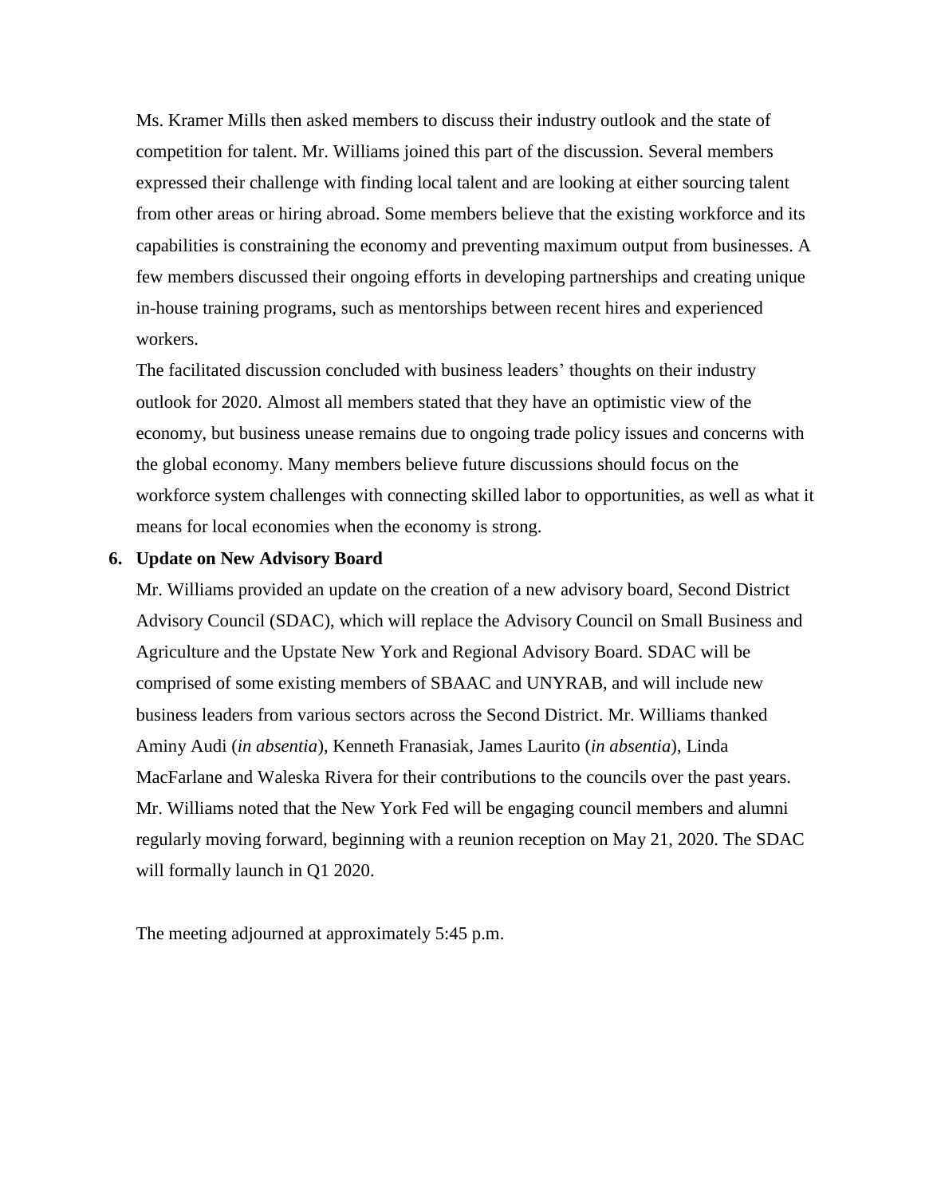Ms. Kramer Mills then asked members to discuss their industry outlook and the state of competition for talent. Mr. Williams joined this part of the discussion. Several members expressed their challenge with finding local talent and are looking at either sourcing talent from other areas or hiring abroad. Some members believe that the existing workforce and its capabilities is constraining the economy and preventing maximum output from businesses. A few members discussed their ongoing efforts in developing partnerships and creating unique in-house training programs, such as mentorships between recent hires and experienced workers.

The facilitated discussion concluded with business leaders' thoughts on their industry outlook for 2020. Almost all members stated that they have an optimistic view of the economy, but business unease remains due to ongoing trade policy issues and concerns with the global economy. Many members believe future discussions should focus on the workforce system challenges with connecting skilled labor to opportunities, as well as what it means for local economies when the economy is strong.

**6. Update on New Advisory Board**

Mr. Williams provided an update on the creation of a new advisory board, Second District Advisory Council (SDAC), which will replace the Advisory Council on Small Business and Agriculture and the Upstate New York and Regional Advisory Board. SDAC will be comprised of some existing members of SBAAC and UNYRAB, and will include new business leaders from various sectors across the Second District. Mr. Williams thanked Aminy Audi (*in absentia*), Kenneth Franasiak, James Laurito (*in absentia*), Linda MacFarlane and Waleska Rivera for their contributions to the councils over the past years. Mr. Williams noted that the New York Fed will be engaging council members and alumni regularly moving forward, beginning with a reunion reception on May 21, 2020. The SDAC will formally launch in Q1 2020.

The meeting adjourned at approximately 5:45 p.m.